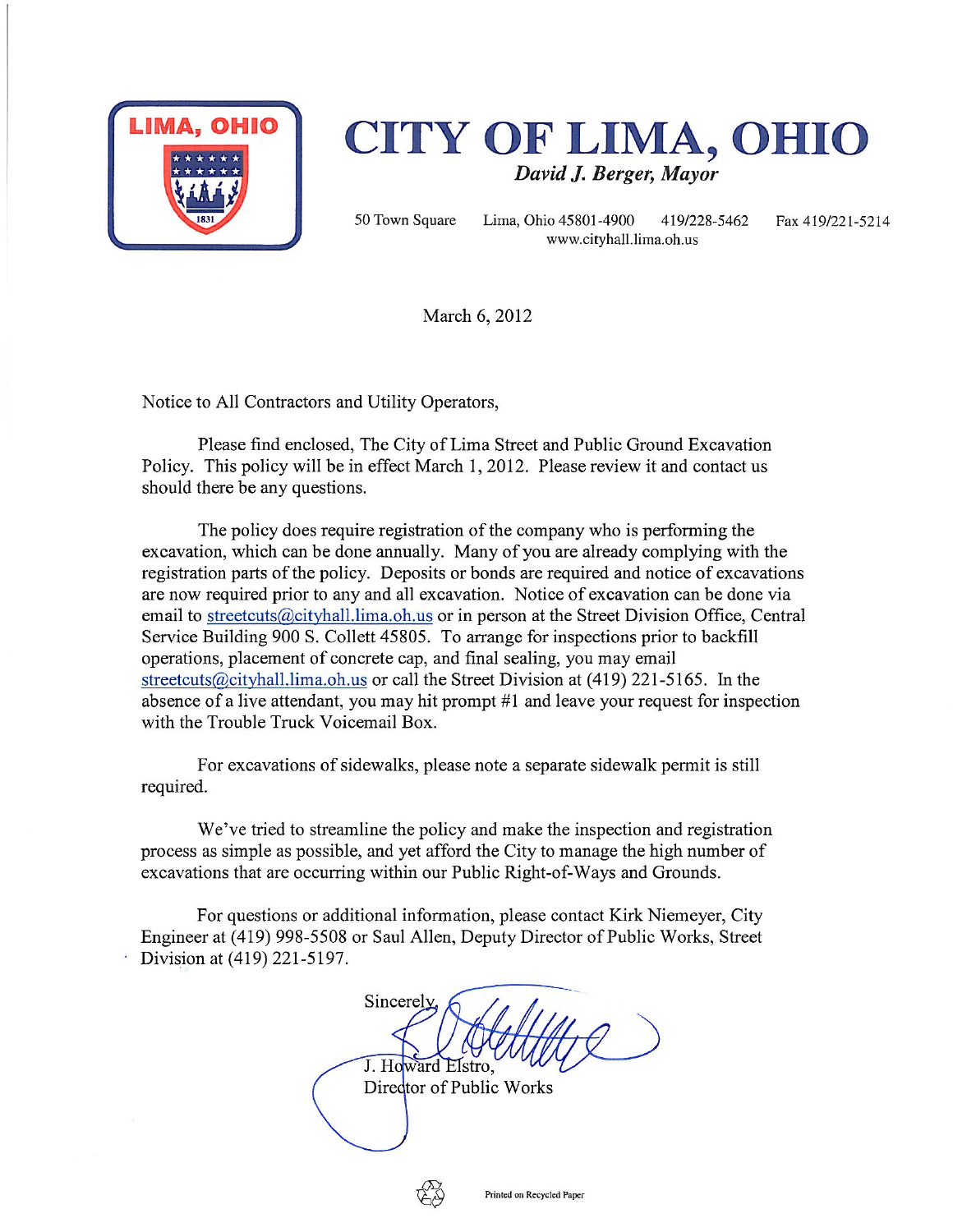LIMA, OHIO

1831

# CITY OF LIMA, OHIO

*David J. Berger, Mayor*

50 Town Square Lima, Ohio 45801-4900 419/228-5462 Fax 419/221-5214
www.cityhall.lima.oh.us

March 6, 2012

Notice to All Contractors and Utility Operators,

Please find enclosed, The City of Lima Street and Public Ground Excavation Policy. This policy will be in effect March 1, 2012. Please review it and contact us should there be any questions.

The policy does require registration of the company who is performing the excavation, which can be done annually. Many of you are already complying with the registration parts of the policy. Deposits or bonds are required and notice of excavations are now required prior to any and all excavation. Notice of excavation can be done via email to streetcuts@cityhall.lima.oh.us or in person at the Street Division Office, Central Service Building 900 S. Collett 45805. To arrange for inspections prior to backfill operations, placement of concrete cap, and final sealing, you may email streetcuts@cityhall.lima.oh.us or call the Street Division at (419) 221-5165. In the absence of a live attendant, you may hit prompt #1 and leave your request for inspection with the Trouble Truck Voicemail Box.

For excavations of sidewalks, please note a separate sidewalk permit is still required.

We've tried to streamline the policy and make the inspection and registration process as simple as possible, and yet afford the City to manage the high number of excavations that are occurring within our Public Right-of-Ways and Grounds.

For questions or additional information, please contact Kirk Niemeyer, City Engineer at (419) 998-5508 or Saul Allen, Deputy Director of Public Works, Street Division at (419) 221-5197.

Sincerely,

J. Howard Elstro,
Director of Public Works

Printed on Recycled Paper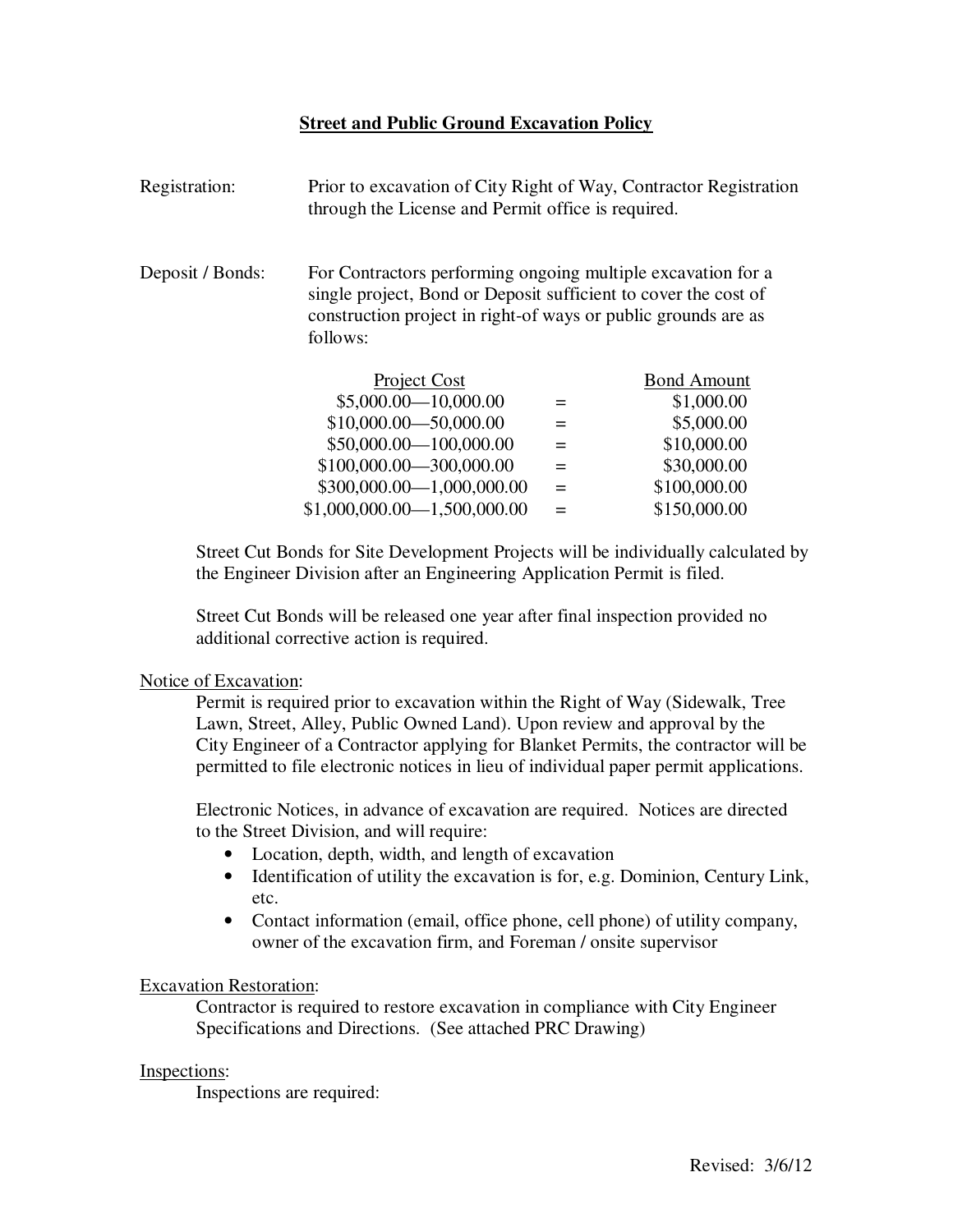# Street and Public Ground Excavation Policy

**Registration:** Prior to excavation of City Right of Way, Contractor Registration through the License and Permit office is required.

**Deposit / Bonds:** For Contractors performing ongoing multiple excavation for a single project, Bond or Deposit sufficient to cover the cost of construction project in right-of ways or public grounds are as follows:

| Project Cost | | Bond Amount |
|---|---|---|
| $5,000.00—10,000.00 | = | $1,000.00 |
| $10,000.00—50,000.00 | = | $5,000.00 |
| $50,000.00—100,000.00 | = | $10,000.00 |
| $100,000.00—300,000.00 | = | $30,000.00 |
| $300,000.00—1,000,000.00 | = | $100,000.00 |
| $1,000,000.00—1,500,000.00 | = | $150,000.00 |

Street Cut Bonds for Site Development Projects will be individually calculated by the Engineer Division after an Engineering Application Permit is filed.

Street Cut Bonds will be released one year after final inspection provided no additional corrective action is required.

## Notice of Excavation:

Permit is required prior to excavation within the Right of Way (Sidewalk, Tree Lawn, Street, Alley, Public Owned Land). Upon review and approval by the City Engineer of a Contractor applying for Blanket Permits, the contractor will be permitted to file electronic notices in lieu of individual paper permit applications.

Electronic Notices, in advance of excavation are required. Notices are directed to the Street Division, and will require:

- Location, depth, width, and length of excavation
- Identification of utility the excavation is for, e.g. Dominion, Century Link, etc.
- Contact information (email, office phone, cell phone) of utility company, owner of the excavation firm, and Foreman / onsite supervisor

## Excavation Restoration:

Contractor is required to restore excavation in compliance with City Engineer Specifications and Directions. (See attached PRC Drawing)

## Inspections:

Inspections are required:

Revised: 3/6/12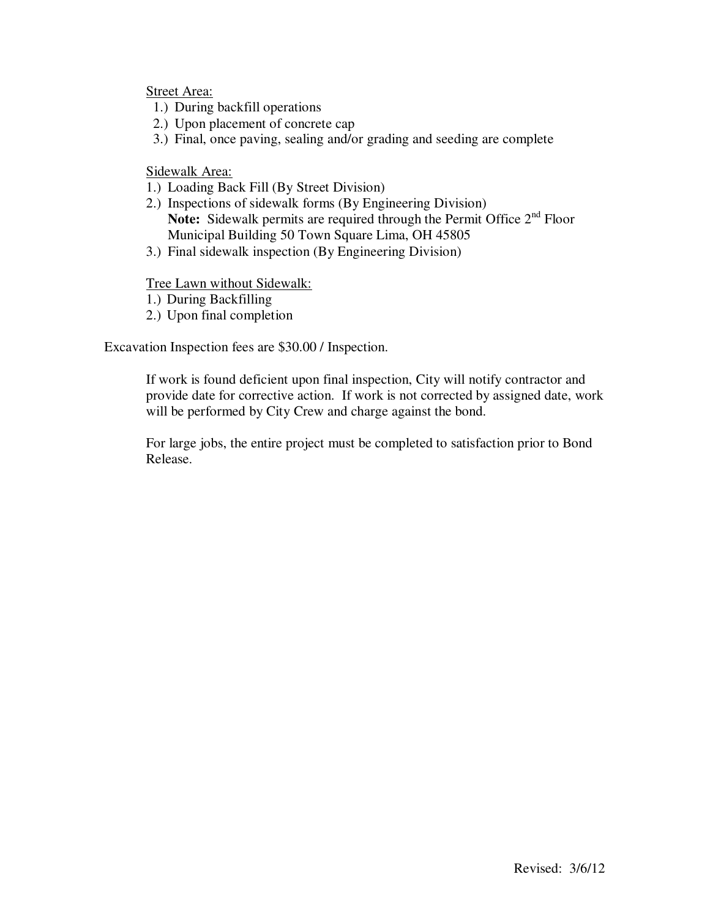Street Area:

1.) During backfill operations
2.) Upon placement of concrete cap
3.) Final, once paving, sealing and/or grading and seeding are complete

Sidewalk Area:

1.) Loading Back Fill (By Street Division)
2.) Inspections of sidewalk forms (By Engineering Division)
   **Note:** Sidewalk permits are required through the Permit Office 2nd Floor Municipal Building 50 Town Square Lima, OH 45805
3.) Final sidewalk inspection (By Engineering Division)

Tree Lawn without Sidewalk:

1.) During Backfilling
2.) Upon final completion

Excavation Inspection fees are $30.00 / Inspection.

If work is found deficient upon final inspection, City will notify contractor and provide date for corrective action. If work is not corrected by assigned date, work will be performed by City Crew and charge against the bond.

For large jobs, the entire project must be completed to satisfaction prior to Bond Release.

Revised: 3/6/12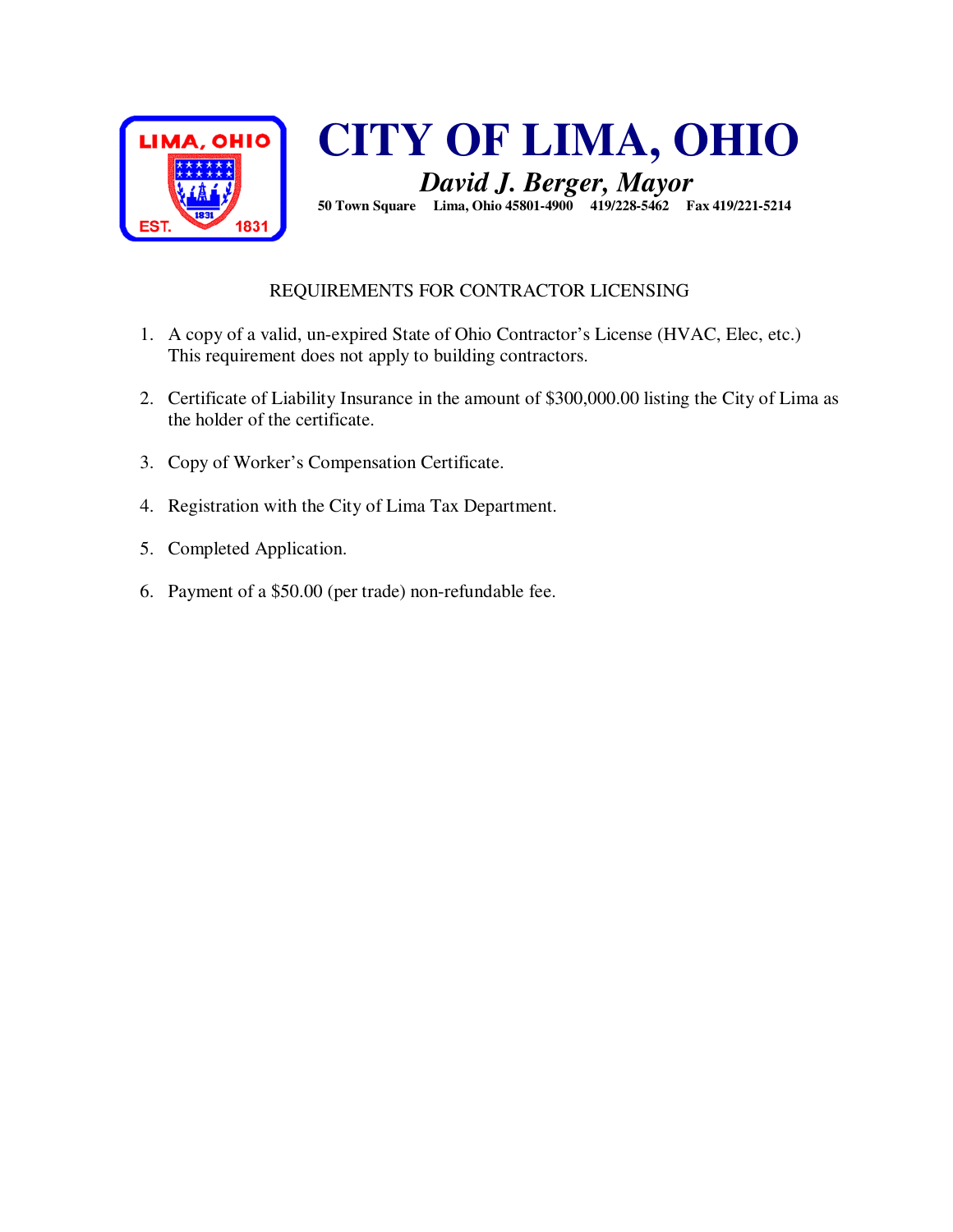# CITY OF LIMA, OHIO

***David J. Berger, Mayor***

**50 Town Square   Lima, Ohio 45801-4900   419/228-5462   Fax 419/221-5214**

REQUIREMENTS FOR CONTRACTOR LICENSING

1. A copy of a valid, un-expired State of Ohio Contractor's License (HVAC, Elec, etc.) This requirement does not apply to building contractors.

2. Certificate of Liability Insurance in the amount of $300,000.00 listing the City of Lima as the holder of the certificate.

3. Copy of Worker's Compensation Certificate.

4. Registration with the City of Lima Tax Department.

5. Completed Application.

6. Payment of a $50.00 (per trade) non-refundable fee.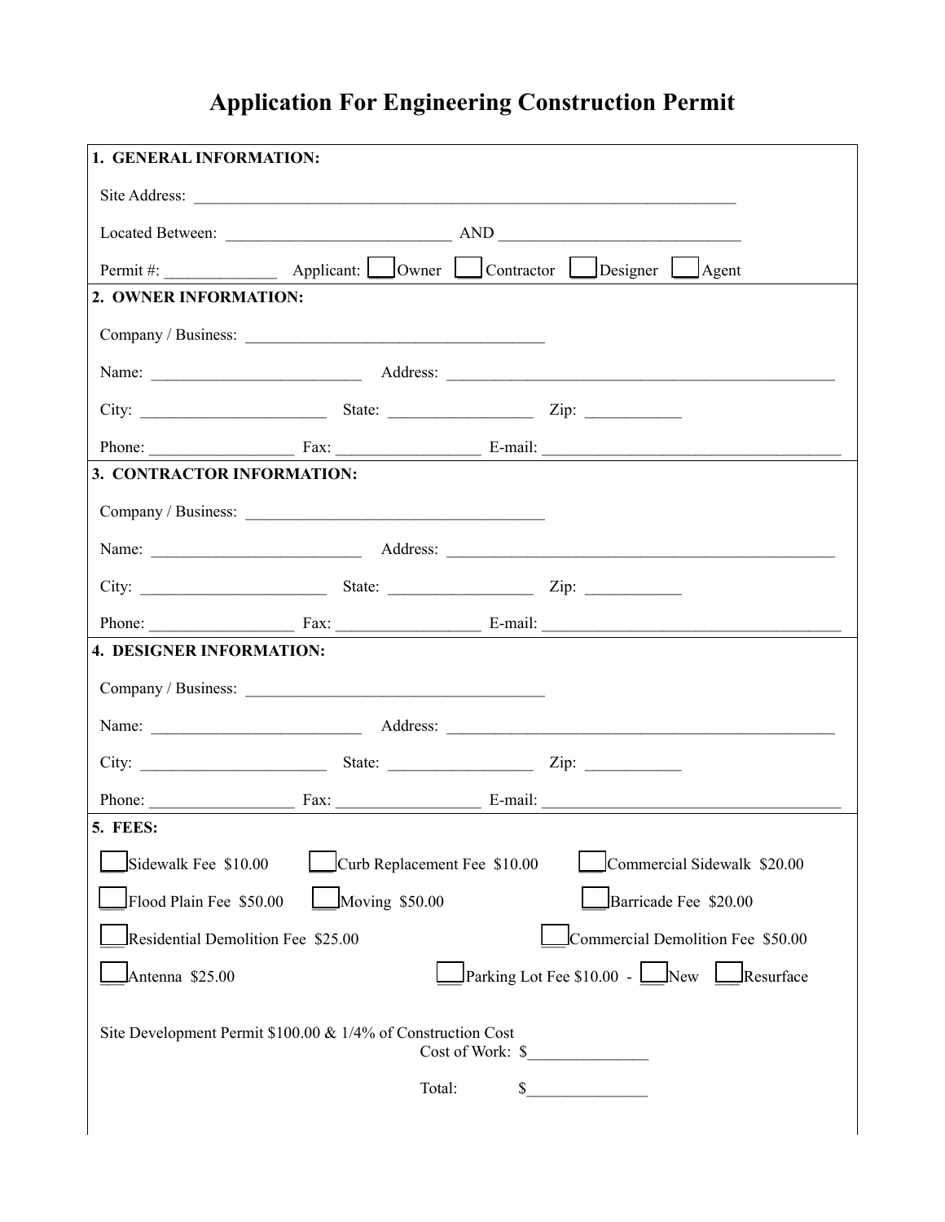# Application For Engineering Construction Permit

**1. GENERAL INFORMATION:**

Site Address: ______________________________________________________________________

Located Between: ____________________________ AND ______________________________

Permit #: ______________ Applicant: ___Owner ___Contractor ___Designer ___Agent

**2. OWNER INFORMATION:**

Company / Business: _____________________________________

Name: __________________________ Address: ________________________________________________

City: _______________________ State: __________________ Zip: ____________

Phone: __________________ Fax: __________________ E-mail: _____________________________________

**3. CONTRACTOR INFORMATION:**

Company / Business: _____________________________________

Name: __________________________ Address: ________________________________________________

City: _______________________ State: __________________ Zip: ____________

Phone: __________________ Fax: __________________ E-mail: _____________________________________

**4. DESIGNER INFORMATION:**

Company / Business: _____________________________________

Name: __________________________ Address: ________________________________________________

City: _______________________ State: __________________ Zip: ____________

Phone: __________________ Fax: __________________ E-mail: _____________________________________

**5. FEES:**

___Sidewalk Fee $10.00 ___Curb Replacement Fee $10.00 ___Commercial Sidewalk $20.00

___Flood Plain Fee $50.00 ___Moving $50.00 ___Barricade Fee $20.00

___Residential Demolition Fee $25.00 ___Commercial Demolition Fee $50.00

___Antenna $25.00 ___Parking Lot Fee $10.00 - ___New ___Resurface

Site Development Permit $100.00 & 1/4% of Construction Cost

Cost of Work: $_______________

Total: $_______________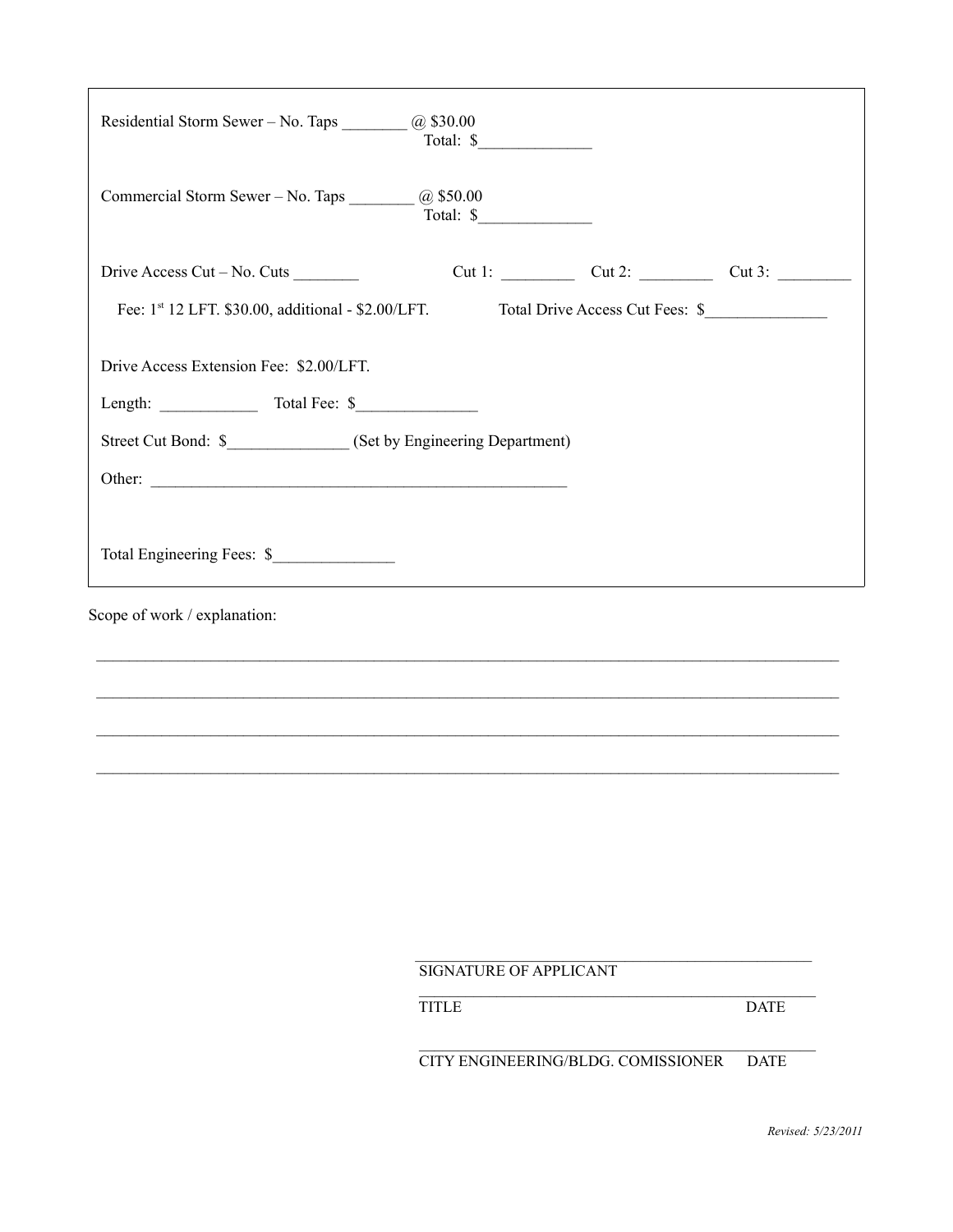Residential Storm Sewer – No. Taps ________ @ $30.00
Total: $______________

Commercial Storm Sewer – No. Taps ________ @ $50.00
Total: $______________

Drive Access Cut – No. Cuts ________ Cut 1: _________ Cut 2: _________ Cut 3: _________

Fee: 1st 12 LFT. $30.00, additional - $2.00/LFT. Total Drive Access Cut Fees: $_______________

Drive Access Extension Fee: $2.00/LFT.

Length: ____________ Total Fee: $_______________

Street Cut Bond: $_______________ (Set by Engineering Department)

Other: ____________________________________________________

Total Engineering Fees: $_______________

Scope of work / explanation:

_______________________________________________________________________________________________

_______________________________________________________________________________________________

_______________________________________________________________________________________________

_______________________________________________________________________________________________

_________________________________________________
SIGNATURE OF APPLICANT

_________________________________________________
TITLE DATE

_________________________________________________
CITY ENGINEERING/BLDG. COMISSIONER DATE

*Revised: 5/23/2011*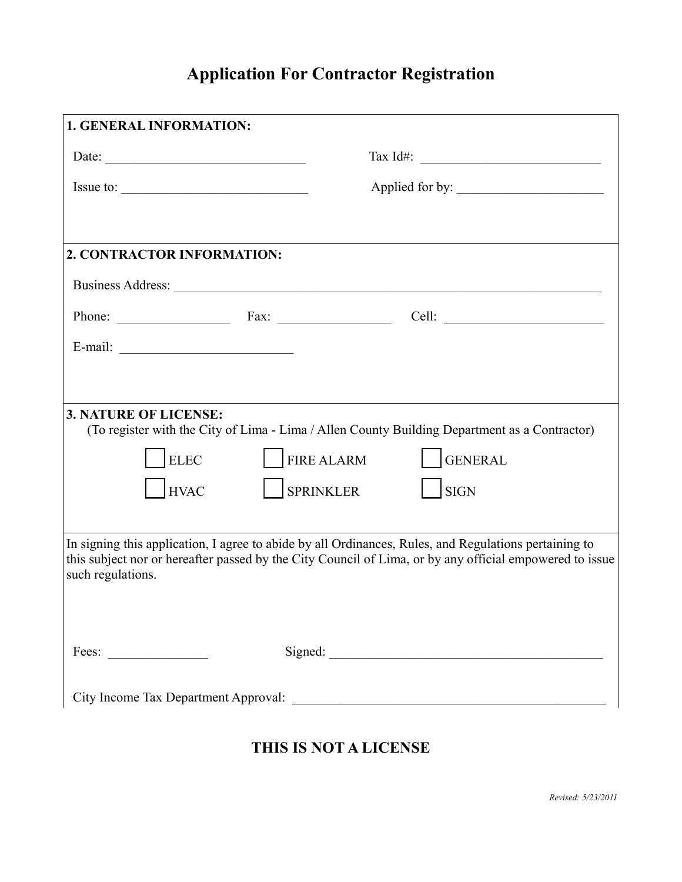# Application For Contractor Registration

**1. GENERAL INFORMATION:**

Date: ______________________________ Tax Id#: ___________________________

Issue to: ____________________________ Applied for by: ______________________

**2. CONTRACTOR INFORMATION:**

Business Address: ___________________________________________________________________

Phone: _________________ Fax: _________________ Cell: ________________________

E-mail: __________________________

**3. NATURE OF LICENSE:**

(To register with the City of Lima - Lima / Allen County Building Department as a Contractor)

- [ ] ELEC
- [ ] FIRE ALARM
- [ ] GENERAL
- [ ] HVAC
- [ ] SPRINKLER
- [ ] SIGN

In signing this application, I agree to abide by all Ordinances, Rules, and Regulations pertaining to this subject nor or hereafter passed by the City Council of Lima, or by any official empowered to issue such regulations.

Fees: _______________ Signed: ___________________________________________

City Income Tax Department Approval: _________________________________________________

## THIS IS NOT A LICENSE

*Revised: 5/23/2011*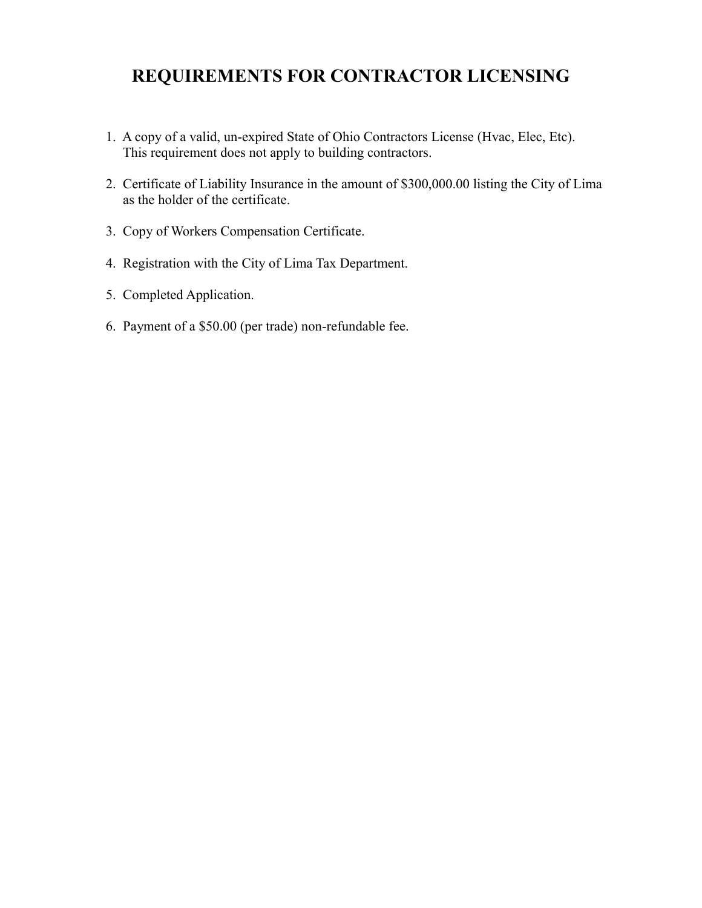# REQUIREMENTS FOR CONTRACTOR LICENSING

1. A copy of a valid, un-expired State of Ohio Contractors License (Hvac, Elec, Etc). This requirement does not apply to building contractors.

2. Certificate of Liability Insurance in the amount of $300,000.00 listing the City of Lima as the holder of the certificate.

3. Copy of Workers Compensation Certificate.

4. Registration with the City of Lima Tax Department.

5. Completed Application.

6. Payment of a $50.00 (per trade) non-refundable fee.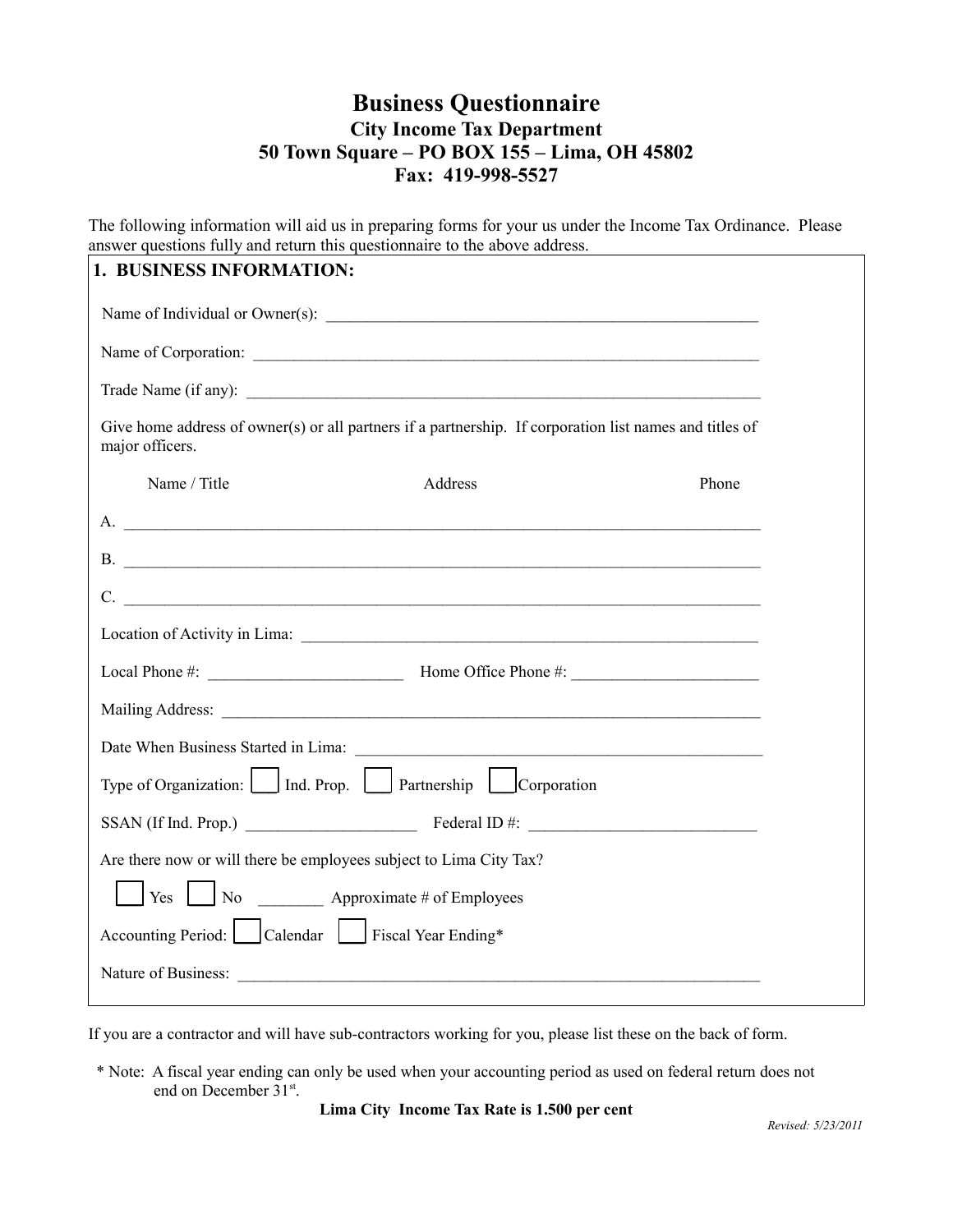# Business Questionnaire

**City Income Tax Department**
**50 Town Square – PO BOX 155 – Lima, OH 45802**
**Fax: 419-998-5527**

The following information will aid us in preparing forms for your us under the Income Tax Ordinance. Please answer questions fully and return this questionnaire to the above address.

## 1. BUSINESS INFORMATION:

Name of Individual or Owner(s): ______________________________________________________

Name of Corporation: ______________________________________________________________

Trade Name (if any): ______________________________________________________________

Give home address of owner(s) or all partners if a partnership. If corporation list names and titles of major officers.

Name / Title                    Address                    Phone

A. ______________________________________________________________________________

B. ______________________________________________________________________________

C. ______________________________________________________________________________

Location of Activity in Lima: ______________________________________________________

Local Phone #: ______________________ Home Office Phone #: ______________________

Mailing Address: __________________________________________________________________

Date When Business Started in Lima: ______________________________________________

Type of Organization: ☐ Ind. Prop. ☐ Partnership ☐ Corporation

SSAN (If Ind. Prop.) ____________________ Federal ID #: __________________________

Are there now or will there be employees subject to Lima City Tax?

☐ Yes ☐ No ________ Approximate # of Employees

Accounting Period: ☐ Calendar ☐ Fiscal Year Ending*

Nature of Business: _______________________________________________________________

If you are a contractor and will have sub-contractors working for you, please list these on the back of form.

\* Note: A fiscal year ending can only be used when your accounting period as used on federal return does not end on December 31st.

**Lima City Income Tax Rate is 1.500 per cent**

*Revised: 5/23/2011*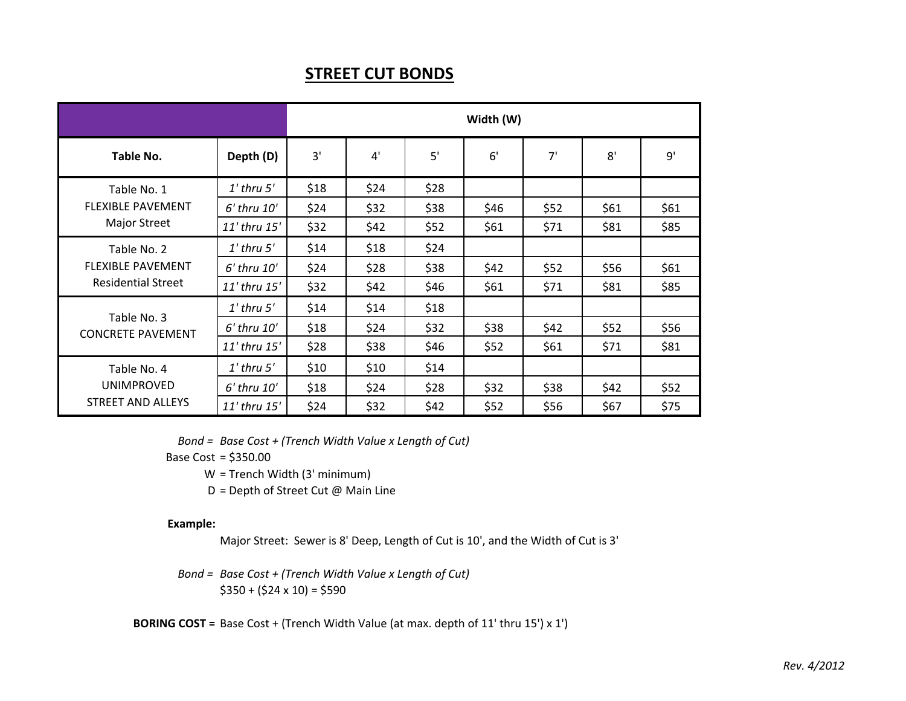# STREET CUT BONDS

| | | Width (W) | | | | | | |
|---|---|---|---|---|---|---|---|---|
| **Table No.** | **Depth (D)** | 3' | 4' | 5' | 6' | 7' | 8' | 9' |
| Table No. 1 FLEXIBLE PAVEMENT Major Street | *1' thru 5'* | $18 | $24 | $28 | | | | |
| | *6' thru 10'* | $24 | $32 | $38 | $46 | $52 | $61 | $61 |
| | *11' thru 15'* | $32 | $42 | $52 | $61 | $71 | $81 | $85 |
| Table No. 2 FLEXIBLE PAVEMENT Residential Street | *1' thru 5'* | $14 | $18 | $24 | | | | |
| | *6' thru 10'* | $24 | $28 | $38 | $42 | $52 | $56 | $61 |
| | *11' thru 15'* | $32 | $42 | $46 | $61 | $71 | $81 | $85 |
| Table No. 3 CONCRETE PAVEMENT | *1' thru 5'* | $14 | $14 | $18 | | | | |
| | *6' thru 10'* | $18 | $24 | $32 | $38 | $42 | $52 | $56 |
| | *11' thru 15'* | $28 | $38 | $46 | $52 | $61 | $71 | $81 |
| Table No. 4 UNIMPROVED STREET AND ALLEYS | *1' thru 5'* | $10 | $10 | $14 | | | | |
| | *6' thru 10'* | $18 | $24 | $28 | $32 | $38 | $42 | $52 |
| | *11' thru 15'* | $24 | $32 | $42 | $52 | $56 | $67 | $75 |

*Bond = Base Cost + (Trench Width Value x Length of Cut)*

Base Cost = $350.00

W = Trench Width (3' minimum)

D = Depth of Street Cut @ Main Line

**Example:**

Major Street: Sewer is 8' Deep, Length of Cut is 10', and the Width of Cut is 3'

*Bond = Base Cost + (Trench Width Value x Length of Cut)*

$350 + ($24 x 10) = $590

**BORING COST =** Base Cost + (Trench Width Value (at max. depth of 11' thru 15') x 1')

*Rev. 4/2012*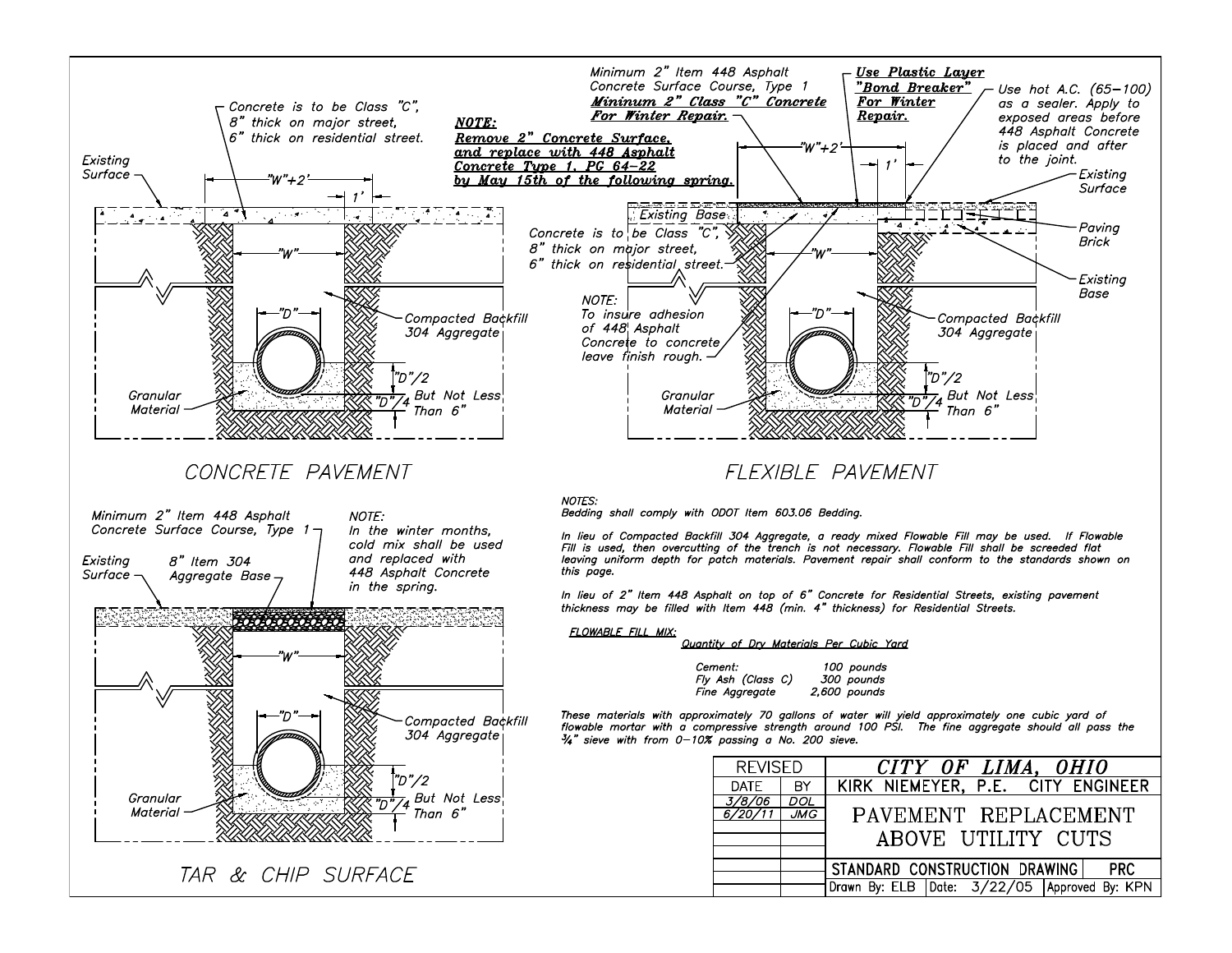## CONCRETE PAVEMENT

Existing Surface

Concrete is to be Class "C", 8" thick on major street, 6" thick on residential street.

"W"+2'

1'

"W"

"D"

Compacted Backfill 304 Aggregate

Granular Material

"D"/2

"D"/4 But Not Less Than 6"

## FLEXIBLE PAVEMENT

Minimum 2" Item 448 Asphalt Concrete Surface Course, Type 1

***Mininum 2" Class "C" Concrete For Winter Repair.***

***Use Plastic Layer "Bond Breaker" For Winter Repair.***

Use hot A.C. (65–100) as a sealer. Apply to exposed areas before 448 Asphalt Concrete is placed and after to the joint.

***NOTE: Remove 2" Concrete Surface, and replace with 448 Asphalt Concrete Type 1, PG 64-22 by May 15th of the following spring.***

"W"+2'

1'

Existing Surface

Existing Base

Paving Brick

Existing Base

Concrete is to be Class "C", 8" thick on major street, 6" thick on residential street.

"W"

NOTE: To insure adhesion of 448 Asphalt Concrete to concrete leave finish rough.

"D"

Compacted Backfill 304 Aggregate

Granular Material

"D"/2

"D"/4 But Not Less Than 6"

## TAR & CHIP SURFACE

Minimum 2" Item 448 Asphalt Concrete Surface Course, Type 1

NOTE: In the winter months, cold mix shall be used and replaced with 448 Asphalt Concrete in the spring.

Existing Surface

8" Item 304 Aggregate Base

"W"

"D"

Compacted Backfill 304 Aggregate

Granular Material

"D"/2

"D"/4 But Not Less Than 6"

## NOTES:

Bedding shall comply with ODOT Item 603.06 Bedding.

In lieu of Compacted Backfill 304 Aggregate, a ready mixed Flowable Fill may be used. If Flowable Fill is used, then overcutting of the trench is not necessary. Flowable Fill shall be screeded flat leaving uniform depth for patch materials. Pavement repair shall conform to the standards shown on this page.

In lieu of 2" Item 448 Asphalt on top of 6" Concrete for Residential Streets, existing pavement thickness may be filled with Item 448 (min. 4" thickness) for Residential Streets.

FLOWABLE FILL MIX:

Quantity of Dry Materials Per Cubic Yard

| | |
|---|---|
| Cement: | 100 pounds |
| Fly Ash (Class C) | 300 pounds |
| Fine Aggregate | 2,600 pounds |

These materials with approximately 70 gallons of water will yield approximately one cubic yard of flowable mortar with a compressive strength around 100 PSI. The fine aggregate should all pass the ¾" sieve with from 0–10% passing a No. 200 sieve.

| REVISED | | CITY OF LIMA, OHIO | |
|---|---|---|---|
| DATE | BY | KIRK NIEMEYER, P.E. CITY ENGINEER | |
| 3/8/06 | DOL | PAVEMENT REPLACEMENT ABOVE UTILITY CUTS | |
| 6/20/11 | JMG | | |
| | | STANDARD CONSTRUCTION DRAWING | PRC |
| | | Drawn By: ELB  Date: 3/22/05 | Approved By: KPN |